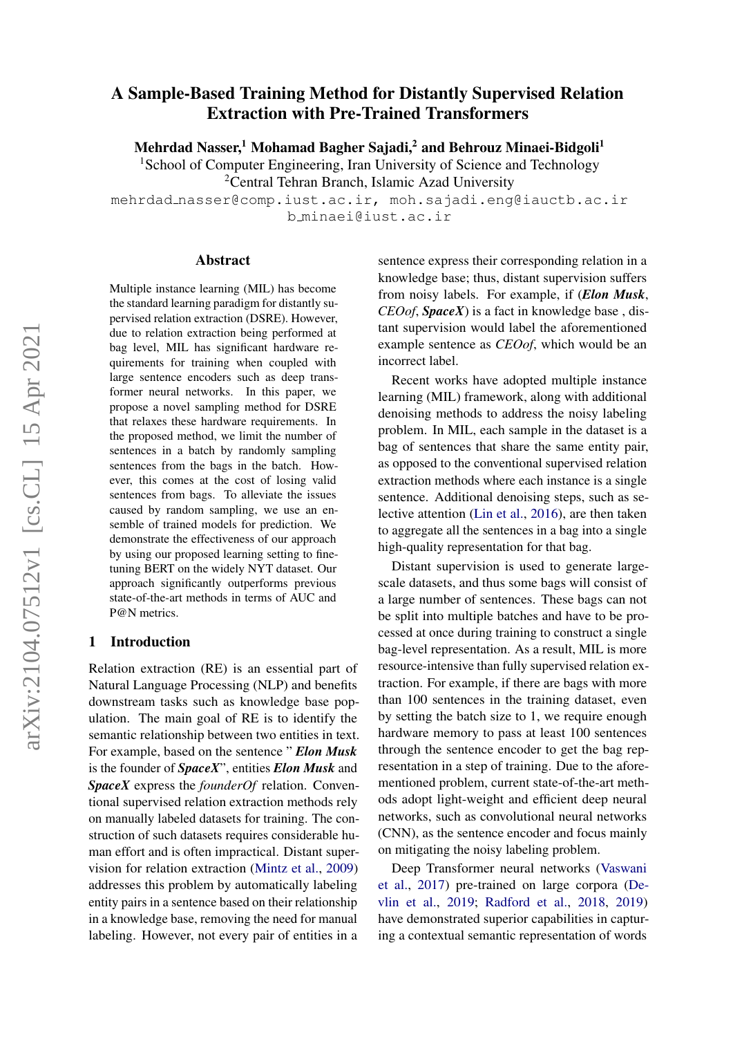# A Sample-Based Training Method for Distantly Supervised Relation Extraction with Pre-Trained Transformers

**Mehrdad Nasser,[1] Mohamad Bagher Sajadi,[2] and Behrouz Minaei-Bidgoli[1]**

[1]School of Computer Engineering, Iran University of Science and Technology
[2]Central Tehran Branch, Islamic Azad University

mehrdad_nasser@comp.iust.ac.ir, moh.sajadi.eng@iauctb.ac.ir
b_minaei@iust.ac.ir

## Abstract

Multiple instance learning (MIL) has become the standard learning paradigm for distantly supervised relation extraction (DSRE). However, due to relation extraction being performed at bag level, MIL has significant hardware requirements for training when coupled with large sentence encoders such as deep transformer neural networks. In this paper, we propose a novel sampling method for DSRE that relaxes these hardware requirements. In the proposed method, we limit the number of sentences in a batch by randomly sampling sentences from the bags in the batch. However, this comes at the cost of losing valid sentences from bags. To alleviate the issues caused by random sampling, we use an ensemble of trained models for prediction. We demonstrate the effectiveness of our approach by using our proposed learning setting to fine-tuning BERT on the widely NYT dataset. Our approach significantly outperforms previous state-of-the-art methods in terms of AUC and P@N metrics.

## 1 Introduction

Relation extraction (RE) is an essential part of Natural Language Processing (NLP) and benefits downstream tasks such as knowledge base population. The main goal of RE is to identify the semantic relationship between two entities in text. For example, based on the sentence " ***Elon Musk*** is the founder of ***SpaceX***", entities ***Elon Musk*** and ***SpaceX*** express the *founderOf* relation. Conventional supervised relation extraction methods rely on manually labeled datasets for training. The construction of such datasets requires considerable human effort and is often impractical. Distant supervision for relation extraction (Mintz et al., 2009) addresses this problem by automatically labeling entity pairs in a sentence based on their relationship in a knowledge base, removing the need for manual labeling. However, not every pair of entities in a sentence express their corresponding relation in a knowledge base; thus, distant supervision suffers from noisy labels. For example, if (***Elon Musk***, *CEOof*, ***SpaceX***) is a fact in knowledge base , distant supervision would label the aforementioned example sentence as *CEOof*, which would be an incorrect label.

Recent works have adopted multiple instance learning (MIL) framework, along with additional denoising methods to address the noisy labeling problem. In MIL, each sample in the dataset is a bag of sentences that share the same entity pair, as opposed to the conventional supervised relation extraction methods where each instance is a single sentence. Additional denoising steps, such as selective attention (Lin et al., 2016), are then taken to aggregate all the sentences in a bag into a single high-quality representation for that bag.

Distant supervision is used to generate large-scale datasets, and thus some bags will consist of a large number of sentences. These bags can not be split into multiple batches and have to be processed at once during training to construct a single bag-level representation. As a result, MIL is more resource-intensive than fully supervised relation extraction. For example, if there are bags with more than 100 sentences in the training dataset, even by setting the batch size to 1, we require enough hardware memory to pass at least 100 sentences through the sentence encoder to get the bag representation in a step of training. Due to the aforementioned problem, current state-of-the-art methods adopt light-weight and efficient deep neural networks, such as convolutional neural networks (CNN), as the sentence encoder and focus mainly on mitigating the noisy labeling problem.

Deep Transformer neural networks (Vaswani et al., 2017) pre-trained on large corpora (Devlin et al., 2019; Radford et al., 2018, 2019) have demonstrated superior capabilities in capturing a contextual semantic representation of words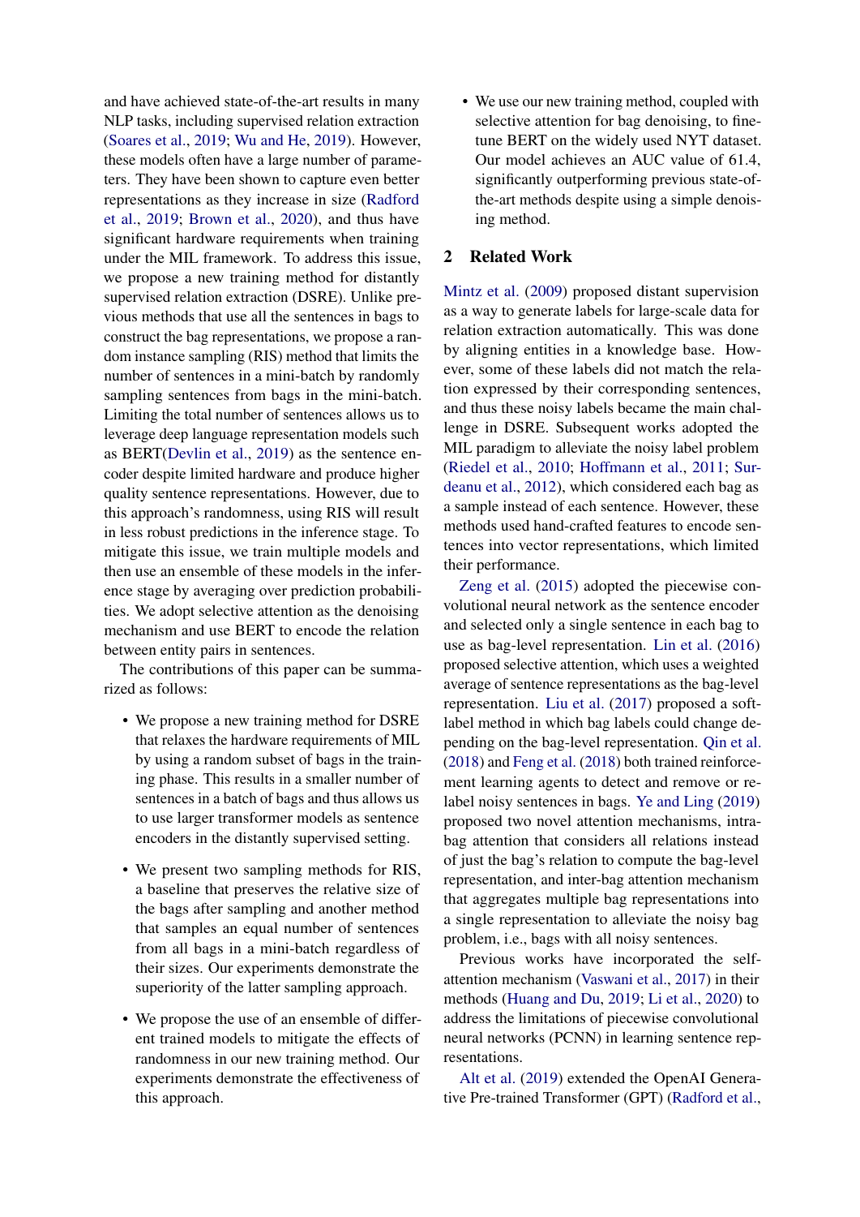and have achieved state-of-the-art results in many NLP tasks, including supervised relation extraction (Soares et al., 2019; Wu and He, 2019). However, these models often have a large number of parameters. They have been shown to capture even better representations as they increase in size (Radford et al., 2019; Brown et al., 2020), and thus have significant hardware requirements when training under the MIL framework. To address this issue, we propose a new training method for distantly supervised relation extraction (DSRE). Unlike previous methods that use all the sentences in bags to construct the bag representations, we propose a random instance sampling (RIS) method that limits the number of sentences in a mini-batch by randomly sampling sentences from bags in the mini-batch. Limiting the total number of sentences allows us to leverage deep language representation models such as BERT(Devlin et al., 2019) as the sentence encoder despite limited hardware and produce higher quality sentence representations. However, due to this approach's randomness, using RIS will result in less robust predictions in the inference stage. To mitigate this issue, we train multiple models and then use an ensemble of these models in the inference stage by averaging over prediction probabilities. We adopt selective attention as the denoising mechanism and use BERT to encode the relation between entity pairs in sentences.

The contributions of this paper can be summarized as follows:

- We propose a new training method for DSRE that relaxes the hardware requirements of MIL by using a random subset of bags in the training phase. This results in a smaller number of sentences in a batch of bags and thus allows us to use larger transformer models as sentence encoders in the distantly supervised setting.
- We present two sampling methods for RIS, a baseline that preserves the relative size of the bags after sampling and another method that samples an equal number of sentences from all bags in a mini-batch regardless of their sizes. Our experiments demonstrate the superiority of the latter sampling approach.
- We propose the use of an ensemble of different trained models to mitigate the effects of randomness in our new training method. Our experiments demonstrate the effectiveness of this approach.
- We use our new training method, coupled with selective attention for bag denoising, to fine-tune BERT on the widely used NYT dataset. Our model achieves an AUC value of 61.4, significantly outperforming previous state-of-the-art methods despite using a simple denoising method.

## 2 Related Work

Mintz et al. (2009) proposed distant supervision as a way to generate labels for large-scale data for relation extraction automatically. This was done by aligning entities in a knowledge base. However, some of these labels did not match the relation expressed by their corresponding sentences, and thus these noisy labels became the main challenge in DSRE. Subsequent works adopted the MIL paradigm to alleviate the noisy label problem (Riedel et al., 2010; Hoffmann et al., 2011; Surdeanu et al., 2012), which considered each bag as a sample instead of each sentence. However, these methods used hand-crafted features to encode sentences into vector representations, which limited their performance.

Zeng et al. (2015) adopted the piecewise convolutional neural network as the sentence encoder and selected only a single sentence in each bag to use as bag-level representation. Lin et al. (2016) proposed selective attention, which uses a weighted average of sentence representations as the bag-level representation. Liu et al. (2017) proposed a soft-label method in which bag labels could change depending on the bag-level representation. Qin et al. (2018) and Feng et al. (2018) both trained reinforcement learning agents to detect and remove or relabel noisy sentences in bags. Ye and Ling (2019) proposed two novel attention mechanisms, intra-bag attention that considers all relations instead of just the bag's relation to compute the bag-level representation, and inter-bag attention mechanism that aggregates multiple bag representations into a single representation to alleviate the noisy bag problem, i.e., bags with all noisy sentences.

Previous works have incorporated the self-attention mechanism (Vaswani et al., 2017) in their methods (Huang and Du, 2019; Li et al., 2020) to address the limitations of piecewise convolutional neural networks (PCNN) in learning sentence representations.

Alt et al. (2019) extended the OpenAI Generative Pre-trained Transformer (GPT) (Radford et al.,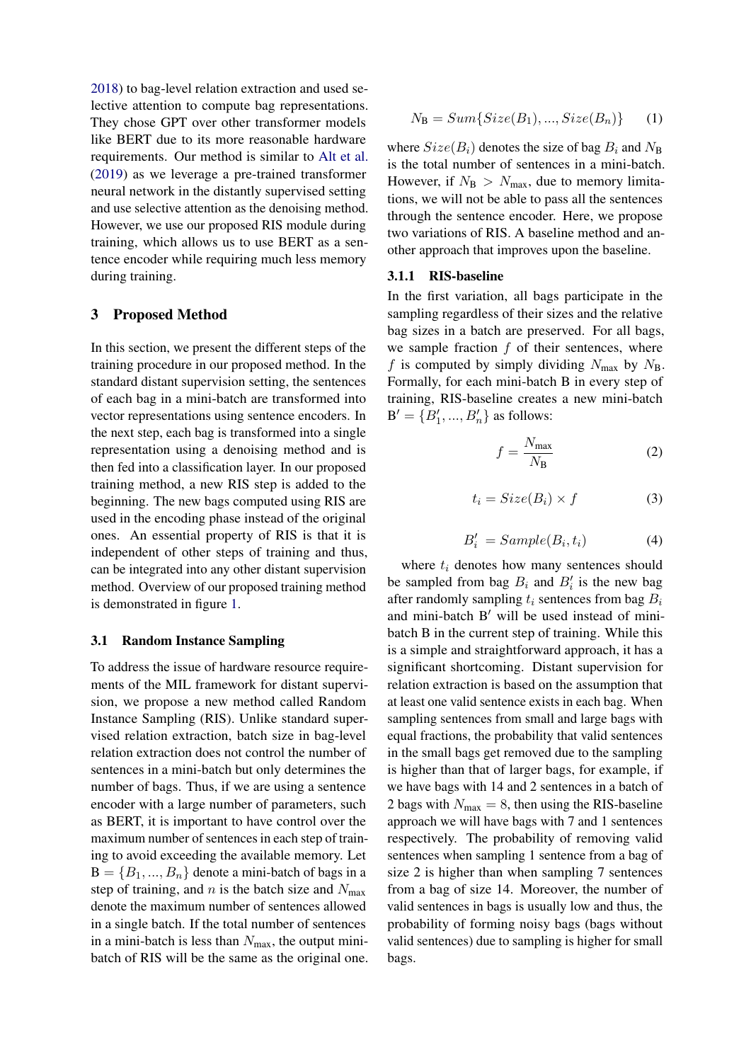2018) to bag-level relation extraction and used selective attention to compute bag representations. They chose GPT over other transformer models like BERT due to its more reasonable hardware requirements. Our method is similar to Alt et al. (2019) as we leverage a pre-trained transformer neural network in the distantly supervised setting and use selective attention as the denoising method. However, we use our proposed RIS module during training, which allows us to use BERT as a sentence encoder while requiring much less memory during training.

## 3 Proposed Method

In this section, we present the different steps of the training procedure in our proposed method. In the standard distant supervision setting, the sentences of each bag in a mini-batch are transformed into vector representations using sentence encoders. In the next step, each bag is transformed into a single representation using a denoising method and is then fed into a classification layer. In our proposed training method, a new RIS step is added to the beginning. The new bags computed using RIS are used in the encoding phase instead of the original ones. An essential property of RIS is that it is independent of other steps of training and thus, can be integrated into any other distant supervision method. Overview of our proposed training method is demonstrated in figure 1.

### 3.1 Random Instance Sampling

To address the issue of hardware resource requirements of the MIL framework for distant supervision, we propose a new method called Random Instance Sampling (RIS). Unlike standard supervised relation extraction, batch size in bag-level relation extraction does not control the number of sentences in a mini-batch but only determines the number of bags. Thus, if we are using a sentence encoder with a large number of parameters, such as BERT, it is important to have control over the maximum number of sentences in each step of training to avoid exceeding the available memory. Let $\mathrm{B} = \{B_1, ..., B_n\}$ denote a mini-batch of bags in a step of training, and $n$ is the batch size and $N_{\text{max}}$ denote the maximum number of sentences allowed in a single batch. If the total number of sentences in a mini-batch is less than $N_{\text{max}}$, the output mini-batch of RIS will be the same as the original one.

$$N_{\text{B}} = Sum\{Size(B_1), ..., Size(B_n)\} \qquad (1)$$

where $Size(B_i)$ denotes the size of bag $B_i$ and $N_{\text{B}}$ is the total number of sentences in a mini-batch. However, if $N_{\text{B}} > N_{\text{max}}$, due to memory limitations, we will not be able to pass all the sentences through the sentence encoder. Here, we propose two variations of RIS. A baseline method and another approach that improves upon the baseline.

#### 3.1.1 RIS-baseline

In the first variation, all bags participate in the sampling regardless of their sizes and the relative bag sizes in a batch are preserved. For all bags, we sample fraction $f$ of their sentences, where $f$ is computed by simply dividing $N_{\text{max}}$ by $N_{\text{B}}$. Formally, for each mini-batch B in every step of training, RIS-baseline creates a new mini-batch $\mathrm{B}' = \{B'_1, ..., B'_n\}$ as follows:

$$f = \frac{N_{\text{max}}}{N_{\text{B}}} \qquad (2)$$

$$t_i = Size(B_i) \times f \qquad (3)$$

$$B'_i = Sample(B_i, t_i) \qquad (4)$$

where $t_i$ denotes how many sentences should be sampled from bag $B_i$ and $B'_i$ is the new bag after randomly sampling $t_i$ sentences from bag $B_i$ and mini-batch $\mathrm{B}'$ will be used instead of mini-batch B in the current step of training. While this is a simple and straightforward approach, it has a significant shortcoming. Distant supervision for relation extraction is based on the assumption that at least one valid sentence exists in each bag. When sampling sentences from small and large bags with equal fractions, the probability that valid sentences in the small bags get removed due to the sampling is higher than that of larger bags, for example, if we have bags with 14 and 2 sentences in a batch of 2 bags with $N_{\text{max}} = 8$, then using the RIS-baseline approach we will have bags with 7 and 1 sentences respectively. The probability of removing valid sentences when sampling 1 sentence from a bag of size 2 is higher than when sampling 7 sentences from a bag of size 14. Moreover, the number of valid sentences in bags is usually low and thus, the probability of forming noisy bags (bags without valid sentences) due to sampling is higher for small bags.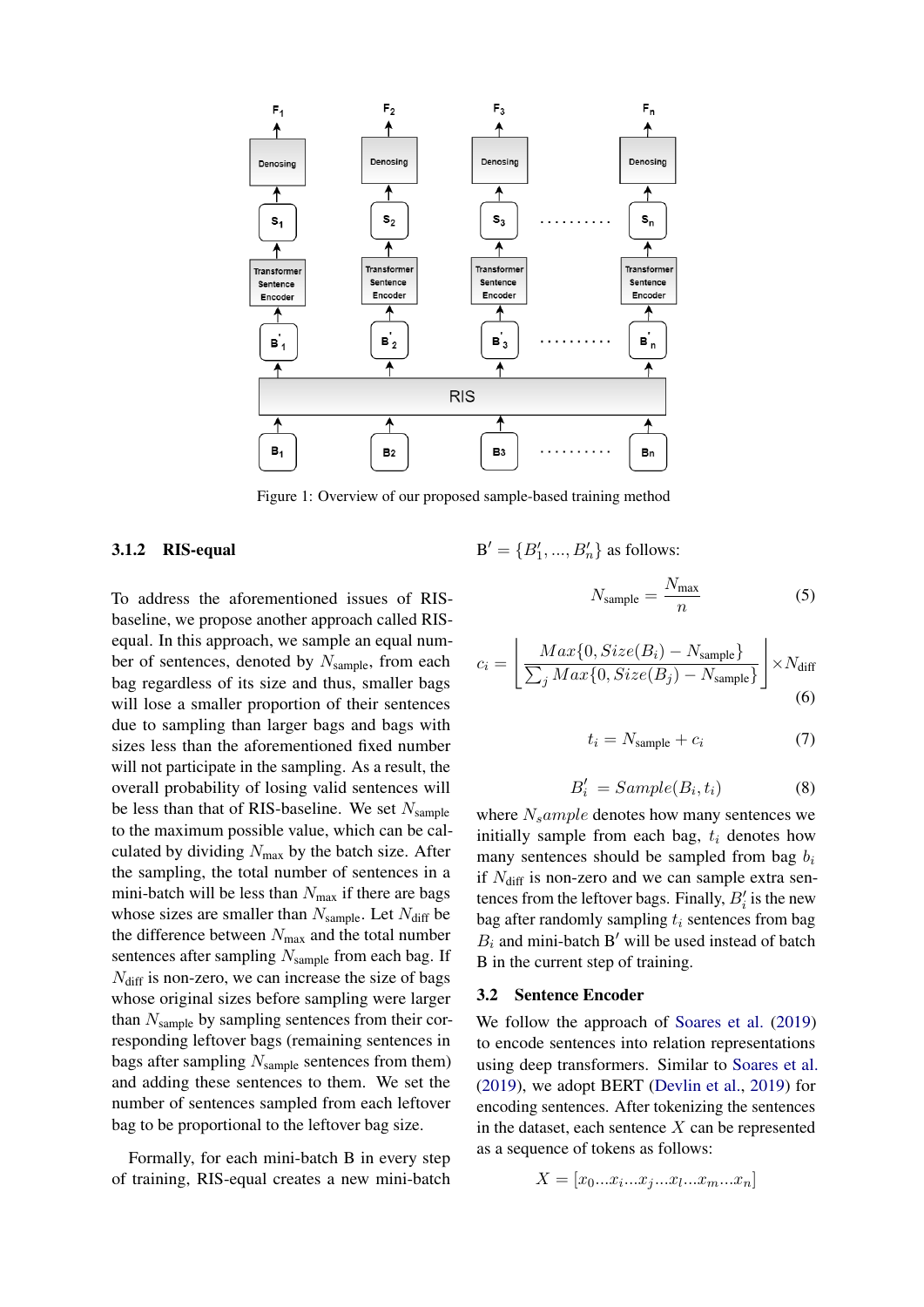Figure 1: Overview of our proposed sample-based training method

### 3.1.2 RIS-equal

To address the aforementioned issues of RIS-baseline, we propose another approach called RIS-equal. In this approach, we sample an equal number of sentences, denoted by $N_{\text{sample}}$, from each bag regardless of its size and thus, smaller bags will lose a smaller proportion of their sentences due to sampling than larger bags and bags with sizes less than the aforementioned fixed number will not participate in the sampling. As a result, the overall probability of losing valid sentences will be less than that of RIS-baseline. We set $N_{\text{sample}}$ to the maximum possible value, which can be calculated by dividing $N_{\text{max}}$ by the batch size. After the sampling, the total number of sentences in a mini-batch will be less than $N_{\text{max}}$ if there are bags whose sizes are smaller than $N_{\text{sample}}$. Let $N_{\text{diff}}$ be the difference between $N_{\text{max}}$ and the total number sentences after sampling $N_{\text{sample}}$ from each bag. If $N_{\text{diff}}$ is non-zero, we can increase the size of bags whose original sizes before sampling were larger than $N_{\text{sample}}$ by sampling sentences from their corresponding leftover bags (remaining sentences in bags after sampling $N_{\text{sample}}$ sentences from them) and adding these sentences to them. We set the number of sentences sampled from each leftover bag to be proportional to the leftover bag size.

Formally, for each mini-batch B in every step of training, RIS-equal creates a new mini-batch $\text{B}' = \{B'_1, ..., B'_n\}$ as follows:

$$N_{\text{sample}} = \frac{N_{\text{max}}}{n} \tag{5}$$

$$c_i = \left\lfloor \frac{Max\{0, Size(B_i) - N_{\text{sample}}\}}{\sum_j Max\{0, Size(B_j) - N_{\text{sample}}\}} \right\rfloor \times N_{\text{diff}} \tag{6}$$

$$t_i = N_{\text{sample}} + c_i \tag{7}$$

$$B'_i = Sample(B_i, t_i) \tag{8}$$

where $N_sample$ denotes how many sentences we initially sample from each bag, $t_i$ denotes how many sentences should be sampled from bag $b_i$ if $N_{\text{diff}}$ is non-zero and we can sample extra sentences from the leftover bags. Finally, $B'_i$ is the new bag after randomly sampling $t_i$ sentences from bag $B_i$ and mini-batch $\text{B}'$ will be used instead of batch B in the current step of training.

## 3.2 Sentence Encoder

We follow the approach of Soares et al. (2019) to encode sentences into relation representations using deep transformers. Similar to Soares et al. (2019), we adopt BERT (Devlin et al., 2019) for encoding sentences. After tokenizing the sentences in the dataset, each sentence $X$ can be represented as a sequence of tokens as follows:

$$X = [x_0...x_i...x_j...x_l...x_m...x_n]$$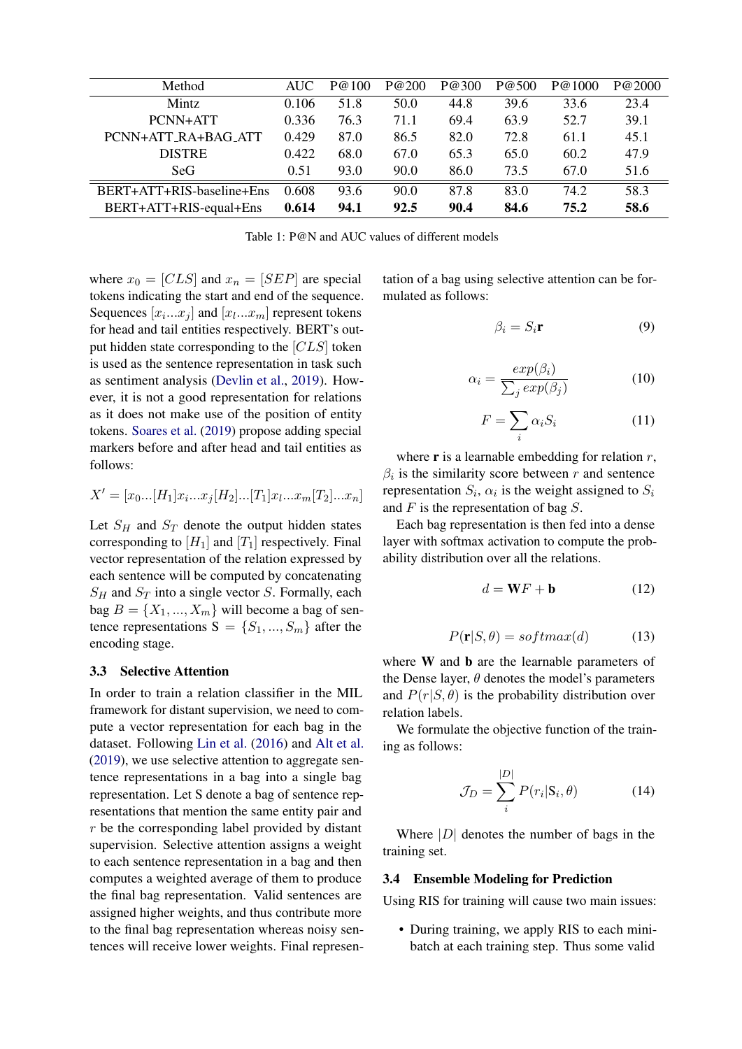| Method | AUC | P@100 | P@200 | P@300 | P@500 | P@1000 | P@2000 |
|---|---|---|---|---|---|---|---|
| Mintz | 0.106 | 51.8 | 50.0 | 44.8 | 39.6 | 33.6 | 23.4 |
| PCNN+ATT | 0.336 | 76.3 | 71.1 | 69.4 | 63.9 | 52.7 | 39.1 |
| PCNN+ATT_RA+BAG_ATT | 0.429 | 87.0 | 86.5 | 82.0 | 72.8 | 61.1 | 45.1 |
| DISTRE | 0.422 | 68.0 | 67.0 | 65.3 | 65.0 | 60.2 | 47.9 |
| SeG | 0.51 | 93.0 | 90.0 | 86.0 | 73.5 | 67.0 | 51.6 |
| BERT+ATT+RIS-baseline+Ens | 0.608 | 93.6 | 90.0 | 87.8 | 83.0 | 74.2 | 58.3 |
| BERT+ATT+RIS-equal+Ens | **0.614** | **94.1** | **92.5** | **90.4** | **84.6** | **75.2** | **58.6** |

Table 1: P@N and AUC values of different models

where $x_0 = [CLS]$ and $x_n = [SEP]$ are special tokens indicating the start and end of the sequence. Sequences $[x_i...x_j]$ and $[x_l...x_m]$ represent tokens for head and tail entities respectively. BERT's output hidden state corresponding to the $[CLS]$ token is used as the sentence representation in task such as sentiment analysis (Devlin et al., 2019). However, it is not a good representation for relations as it does not make use of the position of entity tokens. Soares et al. (2019) propose adding special markers before and after head and tail entities as follows:

$$X' = [x_0...[H_1]x_i...x_j[H_2]...[T_1]x_l...x_m[T_2]...x_n]$$

Let $S_H$ and $S_T$ denote the output hidden states corresponding to $[H_1]$ and $[T_1]$ respectively. Final vector representation of the relation expressed by each sentence will be computed by concatenating $S_H$ and $S_T$ into a single vector $S$. Formally, each bag $B = \{X_1, ..., X_m\}$ will become a bag of sentence representations $\text{S} = \{S_1, ..., S_m\}$ after the encoding stage.

### 3.3 Selective Attention

In order to train a relation classifier in the MIL framework for distant supervision, we need to compute a vector representation for each bag in the dataset. Following Lin et al. (2016) and Alt et al. (2019), we use selective attention to aggregate sentence representations in a bag into a single bag representation. Let S denote a bag of sentence representations that mention the same entity pair and $r$ be the corresponding label provided by distant supervision. Selective attention assigns a weight to each sentence representation in a bag and then computes a weighted average of them to produce the final bag representation. Valid sentences are assigned higher weights, and thus contribute more to the final bag representation whereas noisy sentences will receive lower weights. Final representation of a bag using selective attention can be formulated as follows:

$$\beta_i = S_i \mathbf{r} \tag{9}$$

$$\alpha_i = \frac{exp(\beta_i)}{\sum_j exp(\beta_j)} \tag{10}$$

$$F = \sum_i \alpha_i S_i \tag{11}$$

where $\mathbf{r}$ is a learnable embedding for relation $r$, $\beta_i$ is the similarity score between $r$ and sentence representation $S_i$, $\alpha_i$ is the weight assigned to $S_i$ and $F$ is the representation of bag $S$.

Each bag representation is then fed into a dense layer with softmax activation to compute the probability distribution over all the relations.

$$d = \mathbf{W}F + \mathbf{b} \tag{12}$$

$$P(\mathbf{r}|S, \theta) = softmax(d) \tag{13}$$

where $\mathbf{W}$ and $\mathbf{b}$ are the learnable parameters of the Dense layer, $\theta$ denotes the model's parameters and $P(r|S, \theta)$ is the probability distribution over relation labels.

We formulate the objective function of the training as follows:

$$\mathcal{J}_D = \sum_i^{|D|} P(r_i|\text{S}_i, \theta) \tag{14}$$

Where $|D|$ denotes the number of bags in the training set.

### 3.4 Ensemble Modeling for Prediction

Using RIS for training will cause two main issues:

- During training, we apply RIS to each mini-batch at each training step. Thus some valid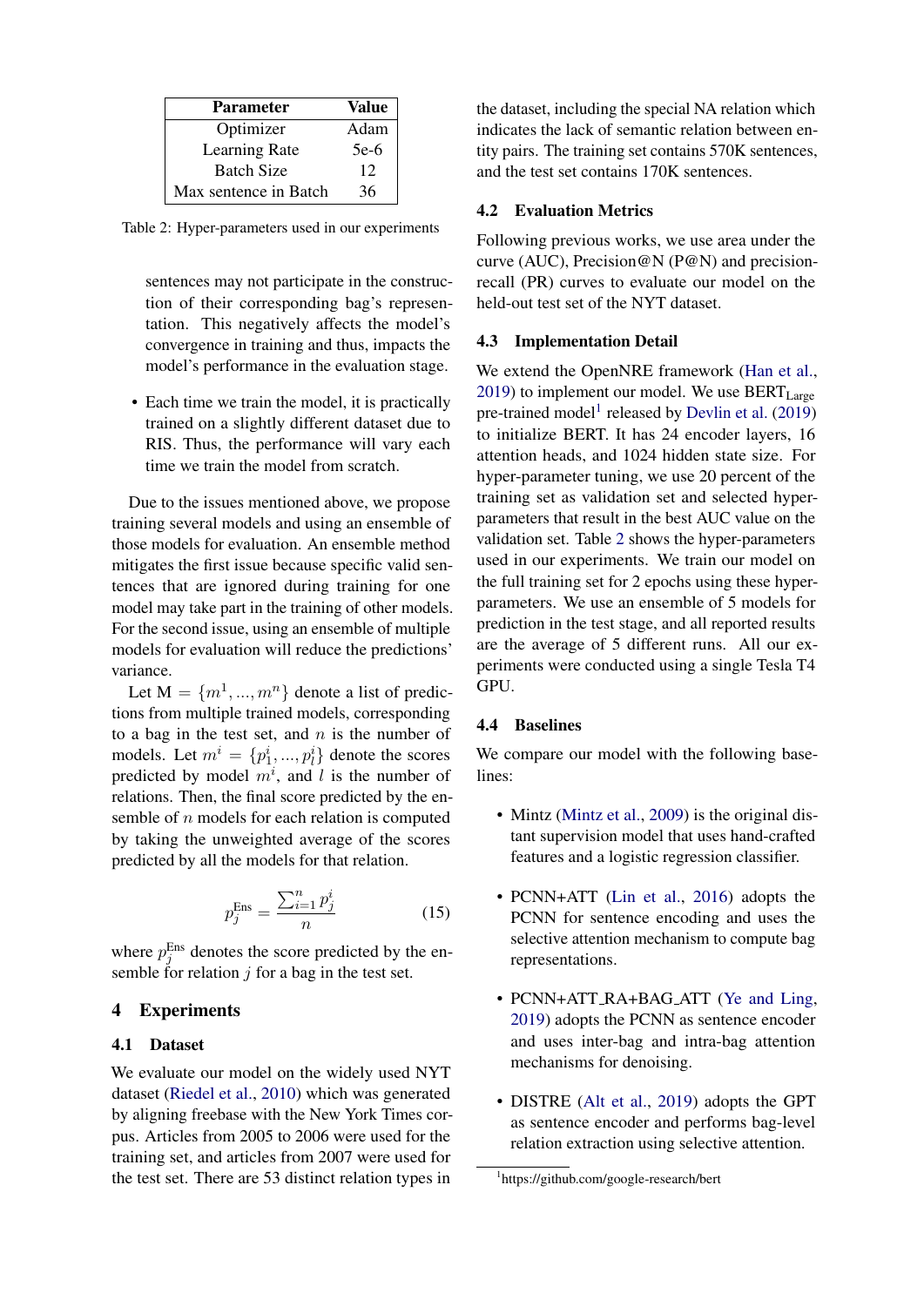| Parameter | Value |
|---|---|
| Optimizer | Adam |
| Learning Rate | 5e-6 |
| Batch Size | 12 |
| Max sentence in Batch | 36 |

Table 2: Hyper-parameters used in our experiments

sentences may not participate in the construction of their corresponding bag's representation. This negatively affects the model's convergence in training and thus, impacts the model's performance in the evaluation stage.

- Each time we train the model, it is practically trained on a slightly different dataset due to RIS. Thus, the performance will vary each time we train the model from scratch.

Due to the issues mentioned above, we propose training several models and using an ensemble of those models for evaluation. An ensemble method mitigates the first issue because specific valid sentences that are ignored during training for one model may take part in the training of other models. For the second issue, using an ensemble of multiple models for evaluation will reduce the predictions' variance.

Let M $= \{m^1, ..., m^n\}$ denote a list of predictions from multiple trained models, corresponding to a bag in the test set, and $n$ is the number of models. Let $m^i = \{p_1^i, ..., p_l^i\}$ denote the scores predicted by model $m^i$, and $l$ is the number of relations. Then, the final score predicted by the ensemble of $n$ models for each relation is computed by taking the unweighted average of the scores predicted by all the models for that relation.

$$p_j^{\text{Ens}} = \frac{\sum_{i=1}^{n} p_j^i}{n} \tag{15}$$

where $p_j^{\text{Ens}}$ denotes the score predicted by the ensemble for relation $j$ for a bag in the test set.

## 4 Experiments

### 4.1 Dataset

We evaluate our model on the widely used NYT dataset (Riedel et al., 2010) which was generated by aligning freebase with the New York Times corpus. Articles from 2005 to 2006 were used for the training set, and articles from 2007 were used for the test set. There are 53 distinct relation types in the dataset, including the special NA relation which indicates the lack of semantic relation between entity pairs. The training set contains 570K sentences, and the test set contains 170K sentences.

### 4.2 Evaluation Metrics

Following previous works, we use area under the curve (AUC), Precision@N (P@N) and precision-recall (PR) curves to evaluate our model on the held-out test set of the NYT dataset.

### 4.3 Implementation Detail

We extend the OpenNRE framework (Han et al., 2019) to implement our model. We use $\text{BERT}_{\text{Large}}$ pre-trained model[1] released by Devlin et al. (2019) to initialize BERT. It has 24 encoder layers, 16 attention heads, and 1024 hidden state size. For hyper-parameter tuning, we use 20 percent of the training set as validation set and selected hyper-parameters that result in the best AUC value on the validation set. Table 2 shows the hyper-parameters used in our experiments. We train our model on the full training set for 2 epochs using these hyper-parameters. We use an ensemble of 5 models for prediction in the test stage, and all reported results are the average of 5 different runs. All our experiments were conducted using a single Tesla T4 GPU.

### 4.4 Baselines

We compare our model with the following baselines:

- Mintz (Mintz et al., 2009) is the original distant supervision model that uses hand-crafted features and a logistic regression classifier.
- PCNN+ATT (Lin et al., 2016) adopts the PCNN for sentence encoding and uses the selective attention mechanism to compute bag representations.
- PCNN+ATT_RA+BAG_ATT (Ye and Ling, 2019) adopts the PCNN as sentence encoder and uses inter-bag and intra-bag attention mechanisms for denoising.
- DISTRE (Alt et al., 2019) adopts the GPT as sentence encoder and performs bag-level relation extraction using selective attention.

[1]https://github.com/google-research/bert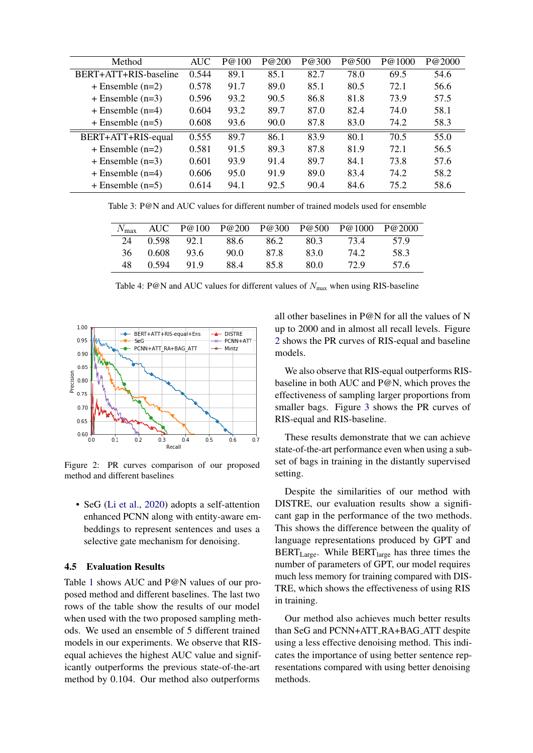| Method | AUC | P@100 | P@200 | P@300 | P@500 | P@1000 | P@2000 |
|---|---|---|---|---|---|---|---|
| BERT+ATT+RIS-baseline | 0.544 | 89.1 | 85.1 | 82.7 | 78.0 | 69.5 | 54.6 |
| + Ensemble (n=2) | 0.578 | 91.7 | 89.0 | 85.1 | 80.5 | 72.1 | 56.6 |
| + Ensemble (n=3) | 0.596 | 93.2 | 90.5 | 86.8 | 81.8 | 73.9 | 57.5 |
| + Ensemble (n=4) | 0.604 | 93.2 | 89.7 | 87.0 | 82.4 | 74.0 | 58.1 |
| + Ensemble (n=5) | 0.608 | 93.6 | 90.0 | 87.8 | 83.0 | 74.2 | 58.3 |
| BERT+ATT+RIS-equal | 0.555 | 89.7 | 86.1 | 83.9 | 80.1 | 70.5 | 55.0 |
| + Ensemble (n=2) | 0.581 | 91.5 | 89.3 | 87.8 | 81.9 | 72.1 | 56.5 |
| + Ensemble (n=3) | 0.601 | 93.9 | 91.4 | 89.7 | 84.1 | 73.8 | 57.6 |
| + Ensemble (n=4) | 0.606 | 95.0 | 91.9 | 89.0 | 83.4 | 74.2 | 58.2 |
| + Ensemble (n=5) | 0.614 | 94.1 | 92.5 | 90.4 | 84.6 | 75.2 | 58.6 |

Table 3: P@N and AUC values for different number of trained models used for ensemble

| $N_{\text{max}}$ | AUC | P@100 | P@200 | P@300 | P@500 | P@1000 | P@2000 |
|---|---|---|---|---|---|---|---|
| 24 | 0.598 | 92.1 | 88.6 | 86.2 | 80.3 | 73.4 | 57.9 |
| 36 | 0.608 | 93.6 | 90.0 | 87.8 | 83.0 | 74.2 | 58.3 |
| 48 | 0.594 | 91.9 | 88.4 | 85.8 | 80.0 | 72.9 | 57.6 |

Table 4: P@N and AUC values for different values of $N_{\text{max}}$ when using RIS-baseline

Figure 2: PR curves comparison of our proposed method and different baselines

- SeG (Li et al., 2020) adopts a self-attention enhanced PCNN along with entity-aware embeddings to represent sentences and uses a selective gate mechanism for denoising.

### 4.5 Evaluation Results

Table 1 shows AUC and P@N values of our proposed method and different baselines. The last two rows of the table show the results of our model when used with the two proposed sampling methods. We used an ensemble of 5 different trained models in our experiments. We observe that RIS-equal achieves the highest AUC value and significantly outperforms the previous state-of-the-art method by 0.104. Our method also outperforms all other baselines in P@N for all the values of N up to 2000 and in almost all recall levels. Figure 2 shows the PR curves of RIS-equal and baseline models.

We also observe that RIS-equal outperforms RIS-baseline in both AUC and P@N, which proves the effectiveness of sampling larger proportions from smaller bags. Figure 3 shows the PR curves of RIS-equal and RIS-baseline.

These results demonstrate that we can achieve state-of-the-art performance even when using a subset of bags in training in the distantly supervised setting.

Despite the similarities of our method with DISTRE, our evaluation results show a significant gap in the performance of the two methods. This shows the difference between the quality of language representations produced by GPT and $\text{BERT}_{\text{Large}}$. While $\text{BERT}_{\text{large}}$ has three times the number of parameters of GPT, our model requires much less memory for training compared with DISTRE, which shows the effectiveness of using RIS in training.

Our method also achieves much better results than SeG and PCNN+ATT_RA+BAG_ATT despite using a less effective denoising method. This indicates the importance of using better sentence representations compared with using better denoising methods.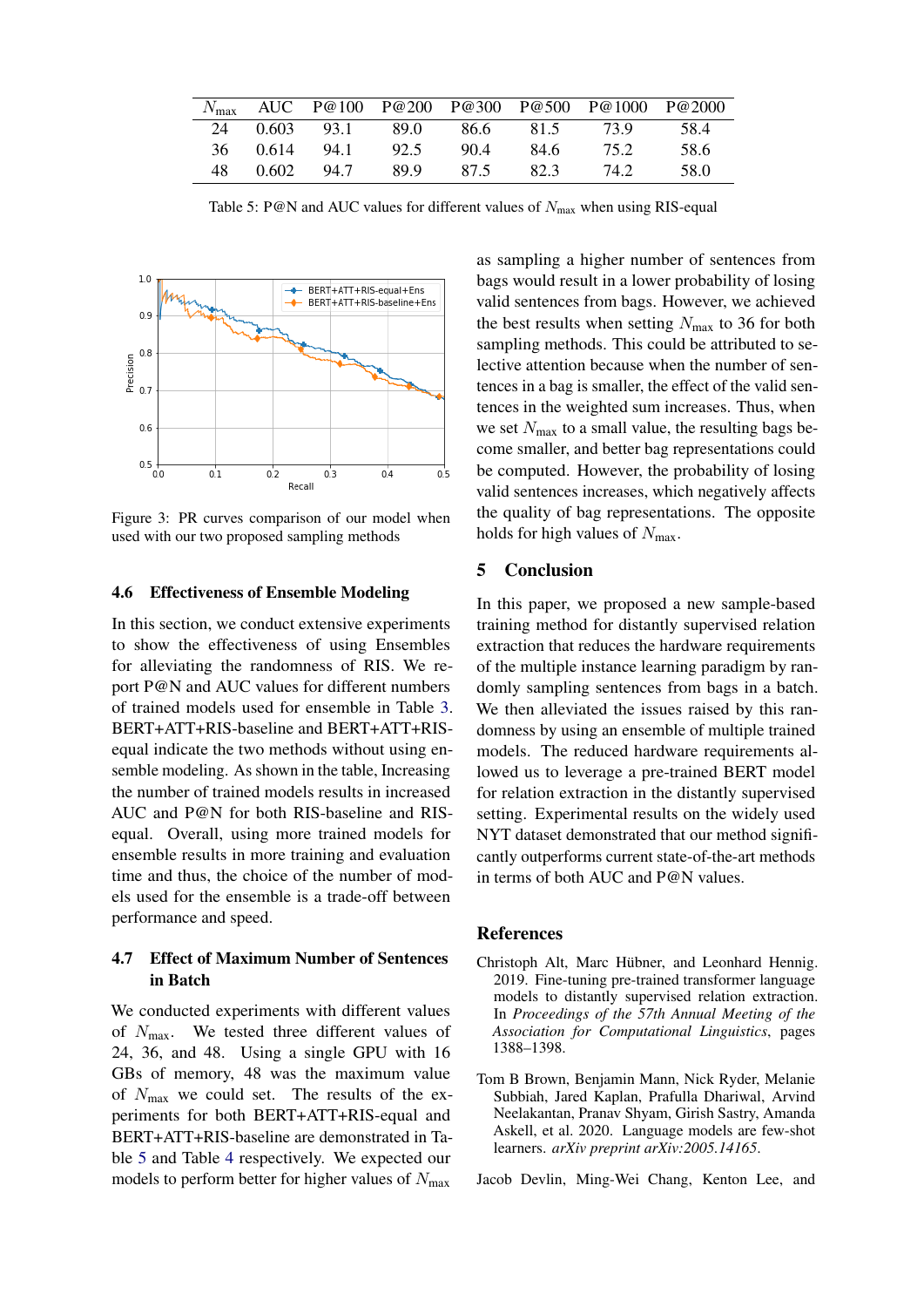| $N_{max}$ | AUC | P@100 | P@200 | P@300 | P@500 | P@1000 | P@2000 |
|---|---|---|---|---|---|---|---|
| 24 | 0.603 | 93.1 | 89.0 | 86.6 | 81.5 | 73.9 | 58.4 |
| 36 | 0.614 | 94.1 | 92.5 | 90.4 | 84.6 | 75.2 | 58.6 |
| 48 | 0.602 | 94.7 | 89.9 | 87.5 | 82.3 | 74.2 | 58.0 |

Table 5: P@N and AUC values for different values of $N_{max}$ when using RIS-equal

Figure 3: PR curves comparison of our model when used with our two proposed sampling methods

### 4.6 Effectiveness of Ensemble Modeling

In this section, we conduct extensive experiments to show the effectiveness of using Ensembles for alleviating the randomness of RIS. We report P@N and AUC values for different numbers of trained models used for ensemble in Table 3. BERT+ATT+RIS-baseline and BERT+ATT+RIS-equal indicate the two methods without using ensemble modeling. As shown in the table, Increasing the number of trained models results in increased AUC and P@N for both RIS-baseline and RIS-equal. Overall, using more trained models for ensemble results in more training and evaluation time and thus, the choice of the number of models used for the ensemble is a trade-off between performance and speed.

### 4.7 Effect of Maximum Number of Sentences in Batch

We conducted experiments with different values of $N_{max}$. We tested three different values of 24, 36, and 48. Using a single GPU with 16 GBs of memory, 48 was the maximum value of $N_{max}$ we could set. The results of the experiments for both BERT+ATT+RIS-equal and BERT+ATT+RIS-baseline are demonstrated in Table 5 and Table 4 respectively. We expected our models to perform better for higher values of $N_{max}$ as sampling a higher number of sentences from bags would result in a lower probability of losing valid sentences from bags. However, we achieved the best results when setting $N_{max}$ to 36 for both sampling methods. This could be attributed to selective attention because when the number of sentences in a bag is smaller, the effect of the valid sentences in the weighted sum increases. Thus, when we set $N_{max}$ to a small value, the resulting bags become smaller, and better bag representations could be computed. However, the probability of losing valid sentences increases, which negatively affects the quality of bag representations. The opposite holds for high values of $N_{max}$.

## 5 Conclusion

In this paper, we proposed a new sample-based training method for distantly supervised relation extraction that reduces the hardware requirements of the multiple instance learning paradigm by randomly sampling sentences from bags in a batch. We then alleviated the issues raised by this randomness by using an ensemble of multiple trained models. The reduced hardware requirements allowed us to leverage a pre-trained BERT model for relation extraction in the distantly supervised setting. Experimental results on the widely used NYT dataset demonstrated that our method significantly outperforms current state-of-the-art methods in terms of both AUC and P@N values.

## References

Christoph Alt, Marc Hübner, and Leonhard Hennig. 2019. Fine-tuning pre-trained transformer language models to distantly supervised relation extraction. In *Proceedings of the 57th Annual Meeting of the Association for Computational Linguistics*, pages 1388–1398.

Tom B Brown, Benjamin Mann, Nick Ryder, Melanie Subbiah, Jared Kaplan, Prafulla Dhariwal, Arvind Neelakantan, Pranav Shyam, Girish Sastry, Amanda Askell, et al. 2020. Language models are few-shot learners. *arXiv preprint arXiv:2005.14165*.

Jacob Devlin, Ming-Wei Chang, Kenton Lee, and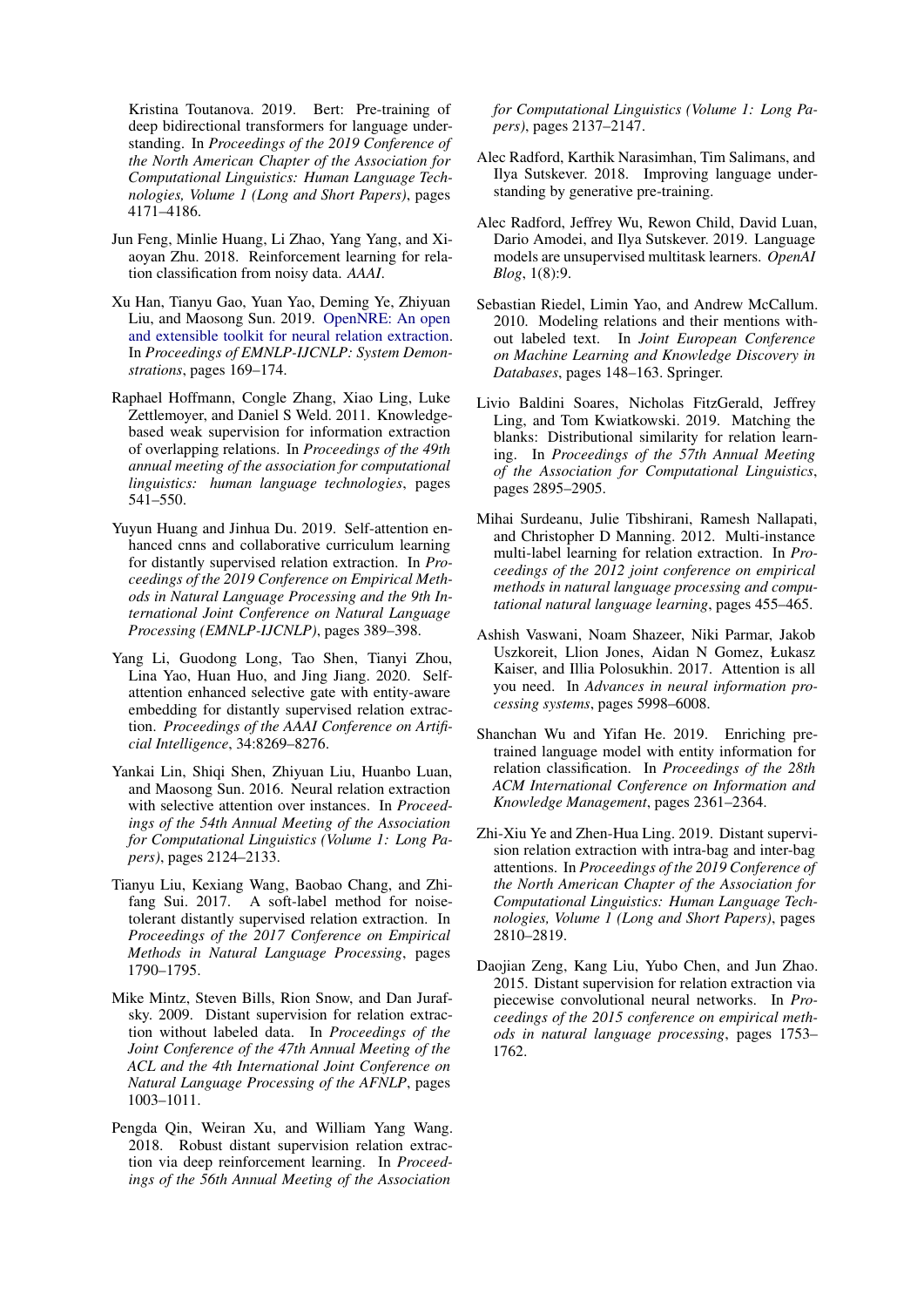Kristina Toutanova. 2019. Bert: Pre-training of deep bidirectional transformers for language understanding. In *Proceedings of the 2019 Conference of the North American Chapter of the Association for Computational Linguistics: Human Language Technologies, Volume 1 (Long and Short Papers)*, pages 4171–4186.

Jun Feng, Minlie Huang, Li Zhao, Yang Yang, and Xiaoyan Zhu. 2018. Reinforcement learning for relation classification from noisy data. *AAAI*.

Xu Han, Tianyu Gao, Yuan Yao, Deming Ye, Zhiyuan Liu, and Maosong Sun. 2019. OpenNRE: An open and extensible toolkit for neural relation extraction. In *Proceedings of EMNLP-IJCNLP: System Demonstrations*, pages 169–174.

Raphael Hoffmann, Congle Zhang, Xiao Ling, Luke Zettlemoyer, and Daniel S Weld. 2011. Knowledge-based weak supervision for information extraction of overlapping relations. In *Proceedings of the 49th annual meeting of the association for computational linguistics: human language technologies*, pages 541–550.

Yuyun Huang and Jinhua Du. 2019. Self-attention enhanced cnns and collaborative curriculum learning for distantly supervised relation extraction. In *Proceedings of the 2019 Conference on Empirical Methods in Natural Language Processing and the 9th International Joint Conference on Natural Language Processing (EMNLP-IJCNLP)*, pages 389–398.

Yang Li, Guodong Long, Tao Shen, Tianyi Zhou, Lina Yao, Huan Huo, and Jing Jiang. 2020. Self-attention enhanced selective gate with entity-aware embedding for distantly supervised relation extraction. *Proceedings of the AAAI Conference on Artificial Intelligence*, 34:8269–8276.

Yankai Lin, Shiqi Shen, Zhiyuan Liu, Huanbo Luan, and Maosong Sun. 2016. Neural relation extraction with selective attention over instances. In *Proceedings of the 54th Annual Meeting of the Association for Computational Linguistics (Volume 1: Long Papers)*, pages 2124–2133.

Tianyu Liu, Kexiang Wang, Baobao Chang, and Zhifang Sui. 2017. A soft-label method for noise-tolerant distantly supervised relation extraction. In *Proceedings of the 2017 Conference on Empirical Methods in Natural Language Processing*, pages 1790–1795.

Mike Mintz, Steven Bills, Rion Snow, and Dan Jurafsky. 2009. Distant supervision for relation extraction without labeled data. In *Proceedings of the Joint Conference of the 47th Annual Meeting of the ACL and the 4th International Joint Conference on Natural Language Processing of the AFNLP*, pages 1003–1011.

Pengda Qin, Weiran Xu, and William Yang Wang. 2018. Robust distant supervision relation extraction via deep reinforcement learning. In *Proceedings of the 56th Annual Meeting of the Association for Computational Linguistics (Volume 1: Long Papers)*, pages 2137–2147.

Alec Radford, Karthik Narasimhan, Tim Salimans, and Ilya Sutskever. 2018. Improving language understanding by generative pre-training.

Alec Radford, Jeffrey Wu, Rewon Child, David Luan, Dario Amodei, and Ilya Sutskever. 2019. Language models are unsupervised multitask learners. *OpenAI Blog*, 1(8):9.

Sebastian Riedel, Limin Yao, and Andrew McCallum. 2010. Modeling relations and their mentions without labeled text. In *Joint European Conference on Machine Learning and Knowledge Discovery in Databases*, pages 148–163. Springer.

Livio Baldini Soares, Nicholas FitzGerald, Jeffrey Ling, and Tom Kwiatkowski. 2019. Matching the blanks: Distributional similarity for relation learning. In *Proceedings of the 57th Annual Meeting of the Association for Computational Linguistics*, pages 2895–2905.

Mihai Surdeanu, Julie Tibshirani, Ramesh Nallapati, and Christopher D Manning. 2012. Multi-instance multi-label learning for relation extraction. In *Proceedings of the 2012 joint conference on empirical methods in natural language processing and computational natural language learning*, pages 455–465.

Ashish Vaswani, Noam Shazeer, Niki Parmar, Jakob Uszkoreit, Llion Jones, Aidan N Gomez, Łukasz Kaiser, and Illia Polosukhin. 2017. Attention is all you need. In *Advances in neural information processing systems*, pages 5998–6008.

Shanchan Wu and Yifan He. 2019. Enriching pre-trained language model with entity information for relation classification. In *Proceedings of the 28th ACM International Conference on Information and Knowledge Management*, pages 2361–2364.

Zhi-Xiu Ye and Zhen-Hua Ling. 2019. Distant supervision relation extraction with intra-bag and inter-bag attentions. In *Proceedings of the 2019 Conference of the North American Chapter of the Association for Computational Linguistics: Human Language Technologies, Volume 1 (Long and Short Papers)*, pages 2810–2819.

Daojian Zeng, Kang Liu, Yubo Chen, and Jun Zhao. 2015. Distant supervision for relation extraction via piecewise convolutional neural networks. In *Proceedings of the 2015 conference on empirical methods in natural language processing*, pages 1753–1762.